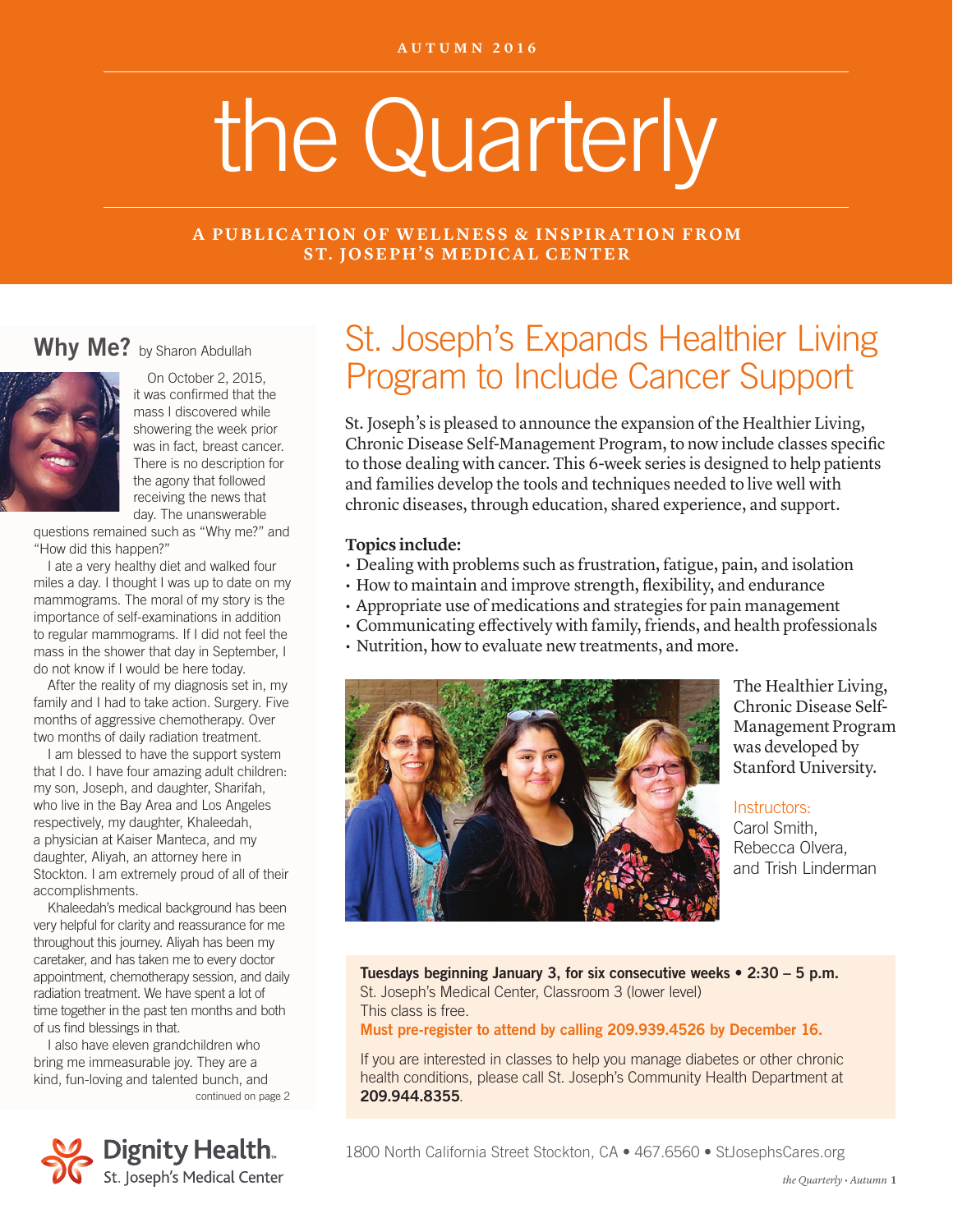AUTUMN 2016

# the Quarterly

A PUBLICATION OF WELLNESS & INSPIRATION FROM ST. JOSEPH'S MEDICAL CENTER

## Why Me? by Sharon Abdullah

On October 2, 2015, it was confirmed that the mass I discovered while showering the week prior was in fact, breast cancer. There is no description for the agony that followed receiving the news that day. The unanswerable questions remained such as "Why me?" and "How did this happen?"

I ate a very healthy diet and walked four miles a day. I thought I was up to date on my mammograms. The moral of my story is the importance of self-examinations in addition to regular mammograms. If I did not feel the mass in the shower that day in September, I do not know if I would be here today.

After the reality of my diagnosis set in, my family and I had to take action. Surgery. Five months of aggressive chemotherapy. Over two months of daily radiation treatment.

I am blessed to have the support system that I do. I have four amazing adult children: my son, Joseph, and daughter, Sharifah, who live in the Bay Area and Los Angeles respectively, my daughter, Khaleedah, a physician at Kaiser Manteca, and my daughter, Aliyah, an attorney here in Stockton. I am extremely proud of all of their accomplishments.

Khaleedah's medical background has been very helpful for clarity and reassurance for me throughout this journey. Aliyah has been my caretaker, and has taken me to every doctor appointment, chemotherapy session, and daily radiation treatment. We have spent a lot of time together in the past ten months and both of us find blessings in that.

I also have eleven grandchildren who bring me immeasurable joy. They are a kind, fun-loving and talented bunch, and

continued on page 2

## St. Joseph's Expands Healthier Living Program to Include Cancer Support

St. Joseph's is pleased to announce the expansion of the Healthier Living, Chronic Disease Self-Management Program, to now include classes specific to those dealing with cancer. This 6-week series is designed to help patients and families develop the tools and techniques needed to live well with chronic diseases, through education, shared experience, and support.

**Topics include:**

- Dealing with problems such as frustration, fatigue, pain, and isolation
- How to maintain and improve strength, flexibility, and endurance
- Appropriate use of medications and strategies for pain management
- Communicating effectively with family, friends, and health professionals
- Nutrition, how to evaluate new treatments, and more.

The Healthier Living, Chronic Disease Self-Management Program was developed by Stanford University.

Instructors:
Carol Smith, Rebecca Olvera, and Trish Linderman

**Tuesdays beginning January 3, for six consecutive weeks • 2:30 – 5 p.m.**
St. Joseph's Medical Center, Classroom 3 (lower level)
This class is free.
**Must pre-register to attend by calling 209.939.4526 by December 16.**

If you are interested in classes to help you manage diabetes or other chronic health conditions, please call St. Joseph's Community Health Department at **209.944.8355**.

Dignity Health. St. Joseph's Medical Center

1800 North California Street Stockton, CA • 467.6560 • StJosephsCares.org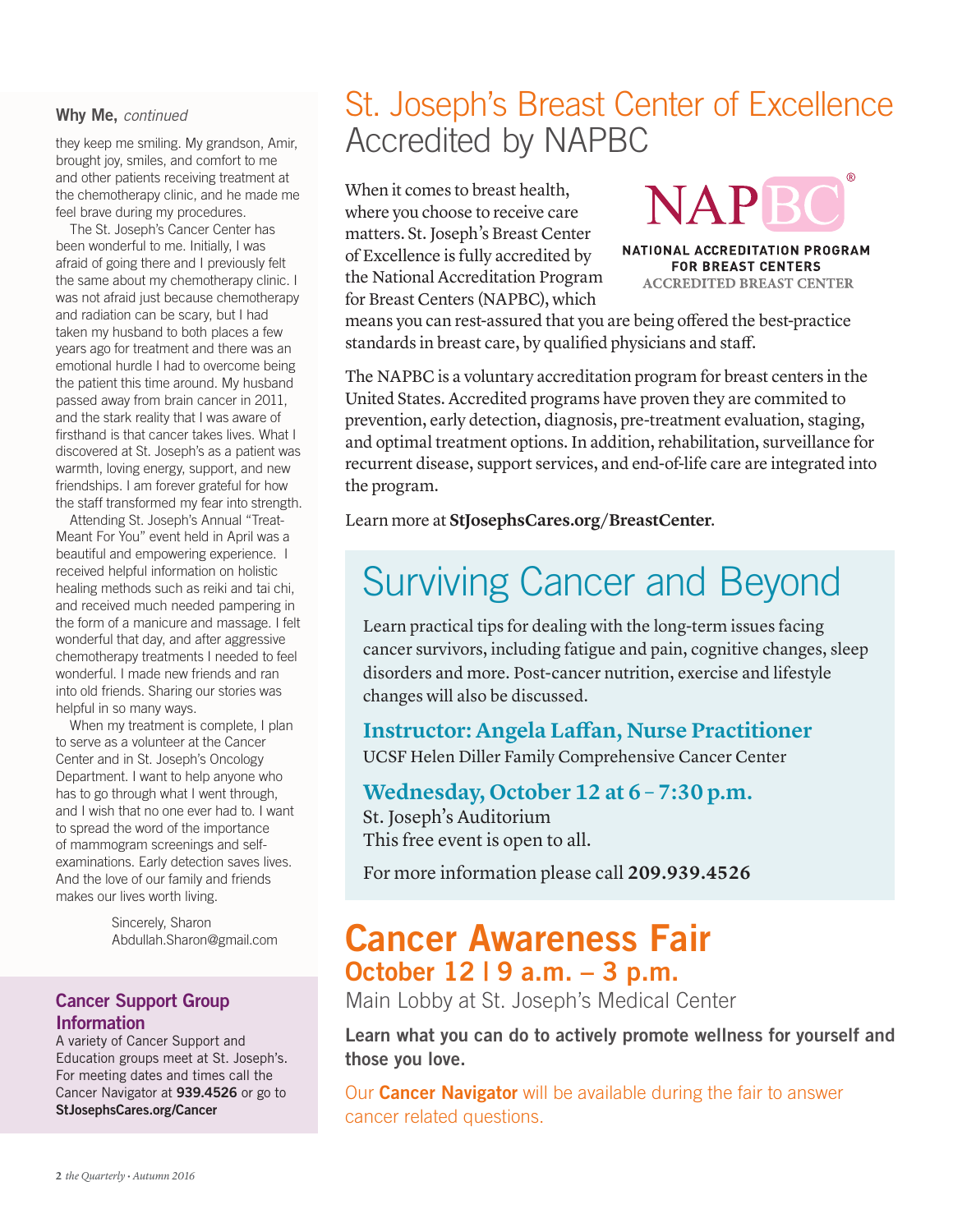**Why Me,** *continued*

they keep me smiling. My grandson, Amir, brought joy, smiles, and comfort to me and other patients receiving treatment at the chemotherapy clinic, and he made me feel brave during my procedures.

The St. Joseph's Cancer Center has been wonderful to me. Initially, I was afraid of going there and I previously felt the same about my chemotherapy clinic. I was not afraid just because chemotherapy and radiation can be scary, but I had taken my husband to both places a few years ago for treatment and there was an emotional hurdle I had to overcome being the patient this time around. My husband passed away from brain cancer in 2011, and the stark reality that I was aware of firsthand is that cancer takes lives. What I discovered at St. Joseph's as a patient was warmth, loving energy, support, and new friendships. I am forever grateful for how the staff transformed my fear into strength.

Attending St. Joseph's Annual "Treat-Meant For You" event held in April was a beautiful and empowering experience. I received helpful information on holistic healing methods such as reiki and tai chi, and received much needed pampering in the form of a manicure and massage. I felt wonderful that day, and after aggressive chemotherapy treatments I needed to feel wonderful. I made new friends and ran into old friends. Sharing our stories was helpful in so many ways.

When my treatment is complete, I plan to serve as a volunteer at the Cancer Center and in St. Joseph's Oncology Department. I want to help anyone who has to go through what I went through, and I wish that no one ever had to. I want to spread the word of the importance of mammogram screenings and self-examinations. Early detection saves lives. And the love of our family and friends makes our lives worth living.

Sincerely, Sharon
Abdullah.Sharon@gmail.com

## Cancer Support Group Information

A variety of Cancer Support and Education groups meet at St. Joseph's. For meeting dates and times call the Cancer Navigator at **939.4526** or go to **StJosephsCares.org/Cancer**

# St. Joseph's Breast Center of Excellence Accredited by NAPBC

NAPBC®
NATIONAL ACCREDITATION PROGRAM FOR BREAST CENTERS
ACCREDITED BREAST CENTER

When it comes to breast health, where you choose to receive care matters. St. Joseph's Breast Center of Excellence is fully accredited by the National Accreditation Program for Breast Centers (NAPBC), which means you can rest-assured that you are being offered the best-practice standards in breast care, by qualified physicians and staff.

The NAPBC is a voluntary accreditation program for breast centers in the United States. Accredited programs have proven they are commited to prevention, early detection, diagnosis, pre-treatment evaluation, staging, and optimal treatment options. In addition, rehabilitation, surveillance for recurrent disease, support services, and end-of-life care are integrated into the program.

Learn more at **StJosephsCares.org/BreastCenter**.

# Surviving Cancer and Beyond

Learn practical tips for dealing with the long-term issues facing cancer survivors, including fatigue and pain, cognitive changes, sleep disorders and more. Post-cancer nutrition, exercise and lifestyle changes will also be discussed.

**Instructor: Angela Laffan, Nurse Practitioner**
UCSF Helen Diller Family Comprehensive Cancer Center

**Wednesday, October 12 at 6 – 7:30 p.m.**
St. Joseph's Auditorium
This free event is open to all.

For more information please call **209.939.4526**

# Cancer Awareness Fair

## October 12 | 9 a.m. – 3 p.m.

Main Lobby at St. Joseph's Medical Center

**Learn what you can do to actively promote wellness for yourself and those you love.**

Our **Cancer Navigator** will be available during the fair to answer cancer related questions.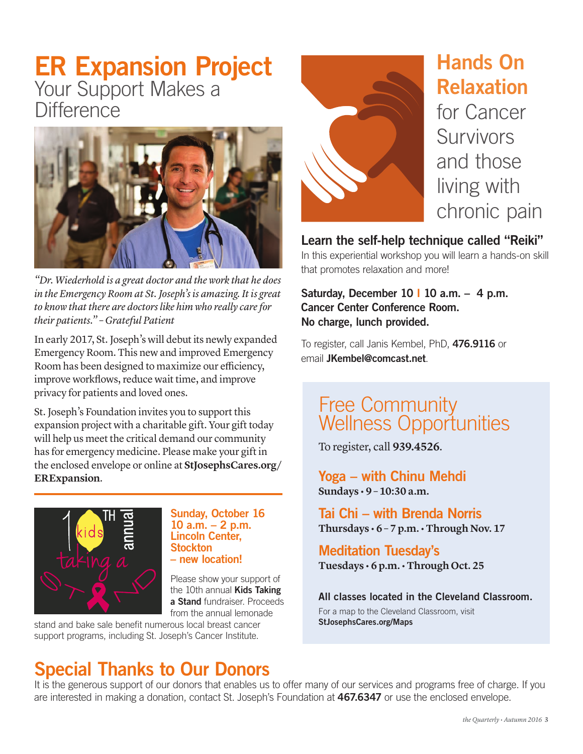# ER Expansion Project

## Your Support Makes a Difference

*"Dr. Wiederhold is a great doctor and the work that he does in the Emergency Room at St. Joseph's is amazing. It is great to know that there are doctors like him who really care for their patients." – Grateful Patient*

In early 2017, St. Joseph's will debut its newly expanded Emergency Room. This new and improved Emergency Room has been designed to maximize our efficiency, improve workflows, reduce wait time, and improve privacy for patients and loved ones.

St. Joseph's Foundation invites you to support this expansion project with a charitable gift. Your gift today will help us meet the critical demand our community has for emergency medicine. Please make your gift in the enclosed envelope or online at **StJosephsCares.org/ERExpansion**.

**Sunday, October 16**
**10 a.m. – 2 p.m.**
**Lincoln Center, Stockton**
**– new location!**

Please show your support of the 10th annual **Kids Taking a Stand** fundraiser. Proceeds from the annual lemonade stand and bake sale benefit numerous local breast cancer support programs, including St. Joseph's Cancer Institute.

# Hands On Relaxation for Cancer Survivors and those living with chronic pain

### Learn the self-help technique called "Reiki"

In this experiential workshop you will learn a hands-on skill that promotes relaxation and more!

**Saturday, December 10 | 10 a.m. – 4 p.m.**
**Cancer Center Conference Room.**
**No charge, lunch provided.**

To register, call Janis Kembel, PhD, **476.9116** or email **JKembel@comcast.net**.

## Free Community Wellness Opportunities

To register, call **939.4526**.

### Yoga – with Chinu Mehdi

**Sundays • 9 – 10:30 a.m.**

### Tai Chi – with Brenda Norris

**Thursdays • 6 – 7 p.m. • Through Nov. 17**

### Meditation Tuesday's

**Tuesdays • 6 p.m. • Through Oct. 25**

**All classes located in the Cleveland Classroom.**

For a map to the Cleveland Classroom, visit **StJosephsCares.org/Maps**

# Special Thanks to Our Donors

It is the generous support of our donors that enables us to offer many of our services and programs free of charge. If you are interested in making a donation, contact St. Joseph's Foundation at **467.6347** or use the enclosed envelope.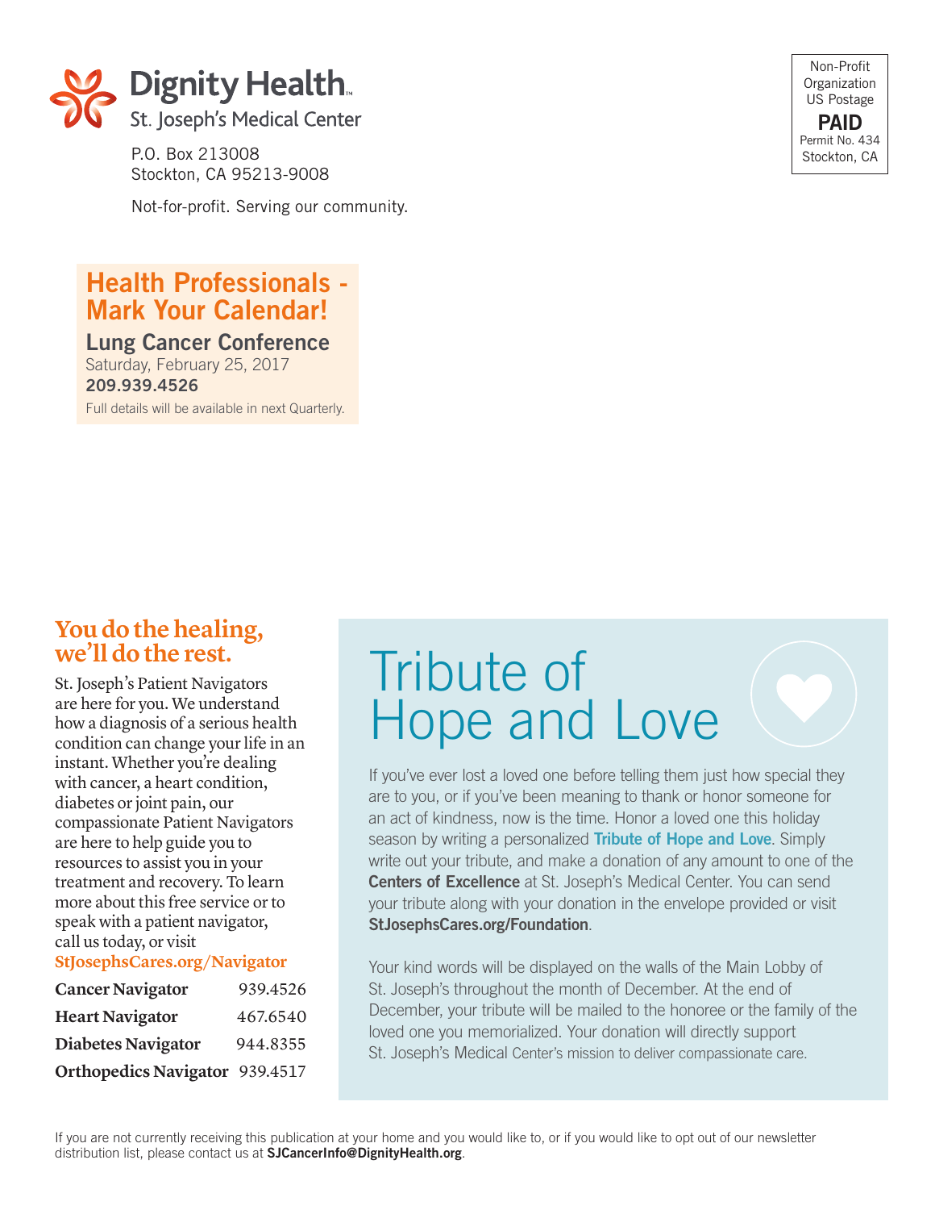Dignity Health
St. Joseph's Medical Center

P.O. Box 213008
Stockton, CA 95213-9008

Not-for-profit. Serving our community.

Non-Profit Organization
US Postage
**PAID**
Permit No. 434
Stockton, CA

## Health Professionals - Mark Your Calendar!

### Lung Cancer Conference

Saturday, February 25, 2017
**209.939.4526**
Full details will be available in next Quarterly.

## You do the healing, we'll do the rest.

St. Joseph's Patient Navigators are here for you. We understand how a diagnosis of a serious health condition can change your life in an instant. Whether you're dealing with cancer, a heart condition, diabetes or joint pain, our compassionate Patient Navigators are here to help guide you to resources to assist you in your treatment and recovery. To learn more about this free service or to speak with a patient navigator, call us today, or visit **StJosephsCares.org/Navigator**

| | |
|---|---|
| **Cancer Navigator** | 939.4526 |
| **Heart Navigator** | 467.6540 |
| **Diabetes Navigator** | 944.8355 |
| **Orthopedics Navigator** | 939.4517 |

## Tribute of Hope and Love

If you've ever lost a loved one before telling them just how special they are to you, or if you've been meaning to thank or honor someone for an act of kindness, now is the time. Honor a loved one this holiday season by writing a personalized **Tribute of Hope and Love**. Simply write out your tribute, and make a donation of any amount to one of the **Centers of Excellence** at St. Joseph's Medical Center. You can send your tribute along with your donation in the envelope provided or visit **StJosephsCares.org/Foundation**.

Your kind words will be displayed on the walls of the Main Lobby of St. Joseph's throughout the month of December. At the end of December, your tribute will be mailed to the honoree or the family of the loved one you memorialized. Your donation will directly support St. Joseph's Medical Center's mission to deliver compassionate care.

If you are not currently receiving this publication at your home and you would like to, or if you would like to opt out of our newsletter distribution list, please contact us at **SJCancerInfo@DignityHealth.org**.